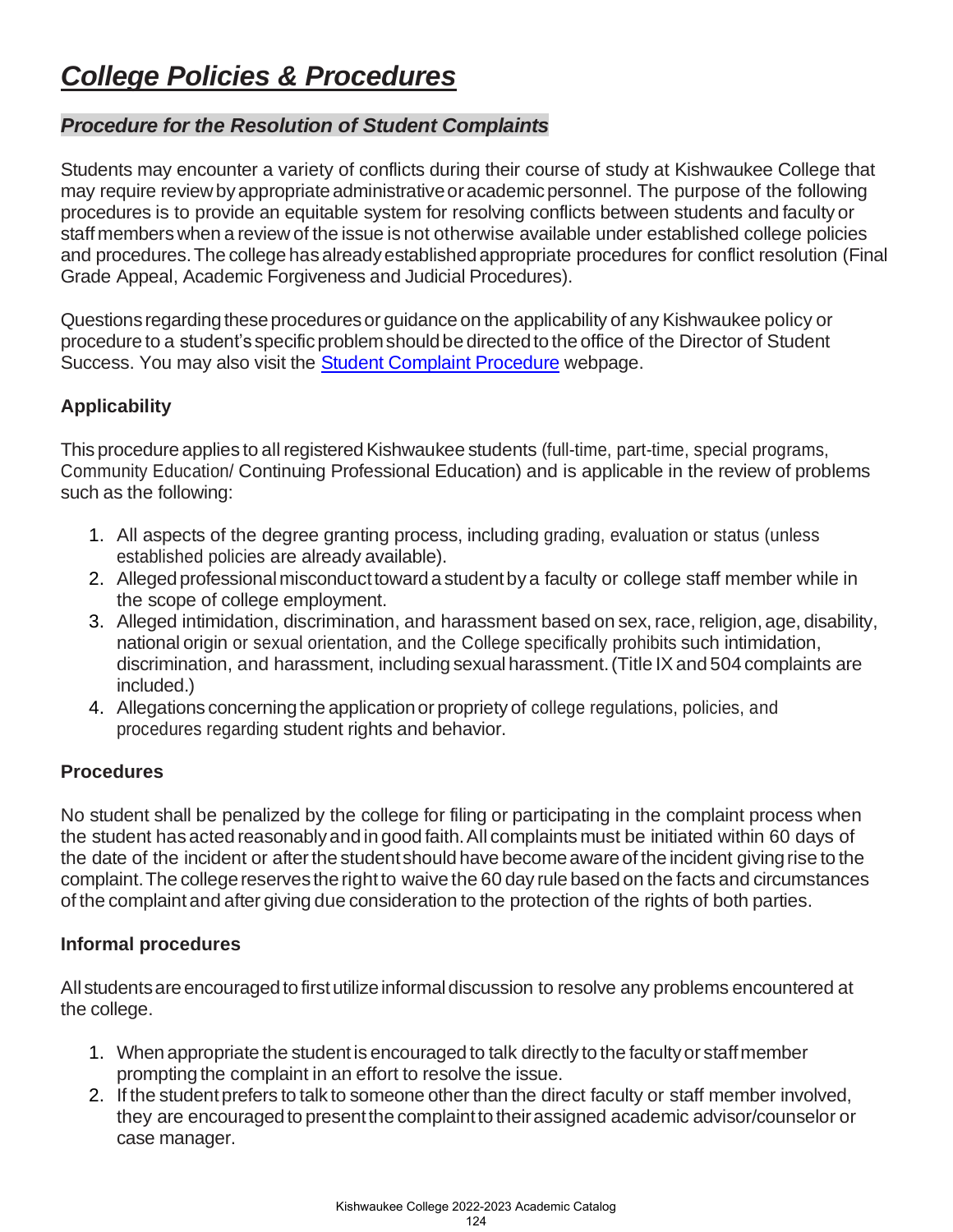# ***College Policies & Procedures***

## ***Procedure for the Resolution of Student Complaints***

Students may encounter a variety of conflicts during their course of study at Kishwaukee College that may require review by appropriate administrative or academic personnel. The purpose of the following procedures is to provide an equitable system for resolving conflicts between students and faculty or staff members when a review of the issue is not otherwise available under established college policies and procedures. The college has already established appropriate procedures for conflict resolution (Final Grade Appeal, Academic Forgiveness and Judicial Procedures).

Questions regarding these procedures or guidance on the applicability of any Kishwaukee policy or procedure to a student's specific problem should be directed to the office of the Director of Student Success. You may also visit the Student Complaint Procedure webpage.

### **Applicability**

This procedure applies to all registered Kishwaukee students (full-time, part-time, special programs, Community Education/ Continuing Professional Education) and is applicable in the review of problems such as the following:

1. All aspects of the degree granting process, including grading, evaluation or status (unless established policies are already available).
2. Alleged professional misconduct toward a student by a faculty or college staff member while in the scope of college employment.
3. Alleged intimidation, discrimination, and harassment based on sex, race, religion, age, disability, national origin or sexual orientation, and the College specifically prohibits such intimidation, discrimination, and harassment, including sexual harassment. (Title IX and 504 complaints are included.)
4. Allegations concerning the application or propriety of college regulations, policies, and procedures regarding student rights and behavior.

### **Procedures**

No student shall be penalized by the college for filing or participating in the complaint process when the student has acted reasonably and in good faith. All complaints must be initiated within 60 days of the date of the incident or after the student should have become aware of the incident giving rise to the complaint. The college reserves the right to waive the 60 day rule based on the facts and circumstances of the complaint and after giving due consideration to the protection of the rights of both parties.

### **Informal procedures**

All students are encouraged to first utilize informal discussion to resolve any problems encountered at the college.

1. When appropriate the student is encouraged to talk directly to the faculty or staff member prompting the complaint in an effort to resolve the issue.
2. If the student prefers to talk to someone other than the direct faculty or staff member involved, they are encouraged to present the complaint to their assigned academic advisor/counselor or case manager.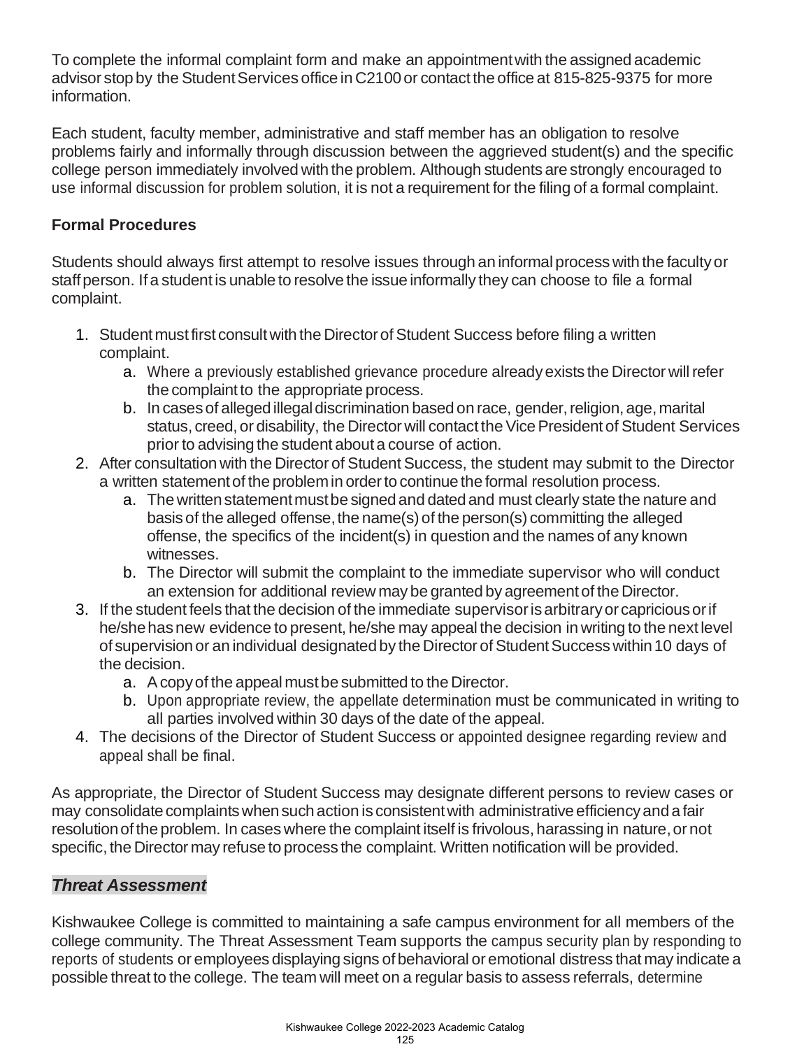To complete the informal complaint form and make an appointment with the assigned academic advisor stop by the Student Services office in C2100 or contact the office at 815-825-9375 for more information.

Each student, faculty member, administrative and staff member has an obligation to resolve problems fairly and informally through discussion between the aggrieved student(s) and the specific college person immediately involved with the problem. Although students are strongly encouraged to use informal discussion for problem solution, it is not a requirement for the filing of a formal complaint.

### Formal Procedures

Students should always first attempt to resolve issues through an informal process with the faculty or staff person. If a student is unable to resolve the issue informally they can choose to file a formal complaint.

1. Student must first consult with the Director of Student Success before filing a written complaint.
   a. Where a previously established grievance procedure already exists the Director will refer the complaint to the appropriate process.
   b. In cases of alleged illegal discrimination based on race, gender, religion, age, marital status, creed, or disability, the Director will contact the Vice President of Student Services prior to advising the student about a course of action.
2. After consultation with the Director of Student Success, the student may submit to the Director a written statement of the problem in order to continue the formal resolution process.
   a. The written statement must be signed and dated and must clearly state the nature and basis of the alleged offense, the name(s) of the person(s) committing the alleged offense, the specifics of the incident(s) in question and the names of any known witnesses.
   b. The Director will submit the complaint to the immediate supervisor who will conduct an extension for additional review may be granted by agreement of the Director.
3. If the student feels that the decision of the immediate supervisor is arbitrary or capricious or if he/she has new evidence to present, he/she may appeal the decision in writing to the next level of supervision or an individual designated by the Director of Student Success within 10 days of the decision.
   a. A copy of the appeal must be submitted to the Director.
   b. Upon appropriate review, the appellate determination must be communicated in writing to all parties involved within 30 days of the date of the appeal.
4. The decisions of the Director of Student Success or appointed designee regarding review and appeal shall be final.

As appropriate, the Director of Student Success may designate different persons to review cases or may consolidate complaints when such action is consistent with administrative efficiency and a fair resolution of the problem. In cases where the complaint itself is frivolous, harassing in nature, or not specific, the Director may refuse to process the complaint. Written notification will be provided.

## *Threat Assessment*

Kishwaukee College is committed to maintaining a safe campus environment for all members of the college community. The Threat Assessment Team supports the campus security plan by responding to reports of students or employees displaying signs of behavioral or emotional distress that may indicate a possible threat to the college. The team will meet on a regular basis to assess referrals, determine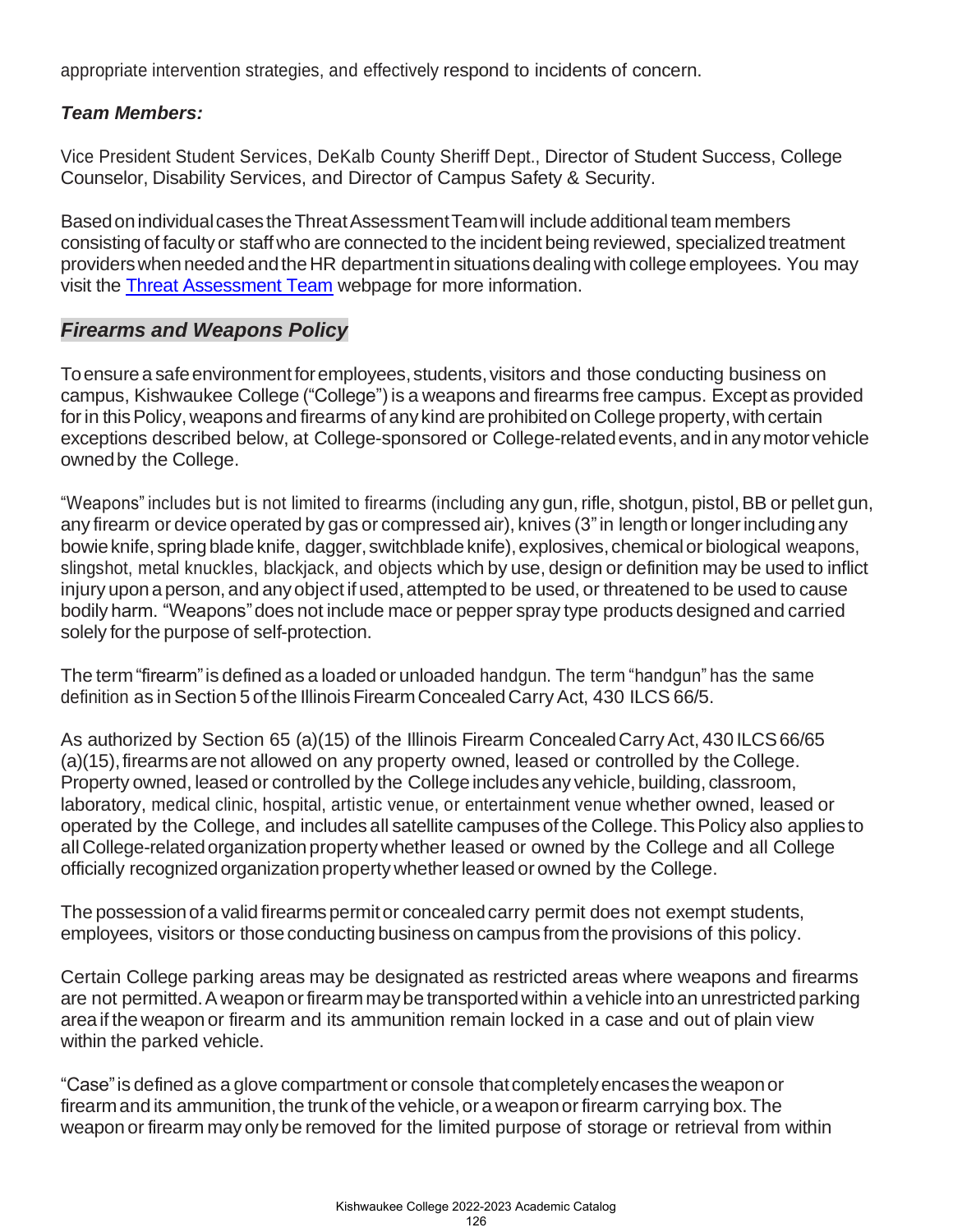appropriate intervention strategies, and effectively respond to incidents of concern.

***Team Members:***

Vice President Student Services, DeKalb County Sheriff Dept., Director of Student Success, College Counselor, Disability Services, and Director of Campus Safety & Security.

Based on individual cases the Threat Assessment Team will include additional team members consisting of faculty or staff who are connected to the incident being reviewed, specialized treatment providers when needed and the HR department in situations dealing with college employees. You may visit the [Threat Assessment Team](#) webpage for more information.

## *Firearms and Weapons Policy*

To ensure a safe environment for employees, students, visitors and those conducting business on campus, Kishwaukee College ("College") is a weapons and firearms free campus. Except as provided for in this Policy, weapons and firearms of any kind are prohibited on College property, with certain exceptions described below, at College-sponsored or College-related events, and in any motor vehicle owned by the College.

"Weapons" includes but is not limited to firearms (including any gun, rifle, shotgun, pistol, BB or pellet gun, any firearm or device operated by gas or compressed air), knives (3" in length or longer including any bowie knife, spring blade knife, dagger, switchblade knife), explosives, chemical or biological weapons, slingshot, metal knuckles, blackjack, and objects which by use, design or definition may be used to inflict injury upon a person, and any object if used, attempted to be used, or threatened to be used to cause bodily harm. "Weapons" does not include mace or pepper spray type products designed and carried solely for the purpose of self-protection.

The term "firearm" is defined as a loaded or unloaded handgun. The term "handgun" has the same definition as in Section 5 of the Illinois Firearm Concealed Carry Act, 430 ILCS 66/5.

As authorized by Section 65 (a)(15) of the Illinois Firearm Concealed Carry Act, 430 ILCS 66/65 (a)(15), firearms are not allowed on any property owned, leased or controlled by the College. Property owned, leased or controlled by the College includes any vehicle, building, classroom, laboratory, medical clinic, hospital, artistic venue, or entertainment venue whether owned, leased or operated by the College, and includes all satellite campuses of the College. This Policy also applies to all College-related organization property whether leased or owned by the College and all College officially recognized organization property whether leased or owned by the College.

The possession of a valid firearms permit or concealed carry permit does not exempt students, employees, visitors or those conducting business on campus from the provisions of this policy.

Certain College parking areas may be designated as restricted areas where weapons and firearms are not permitted. A weapon or firearm may be transported within a vehicle into an unrestricted parking area if the weapon or firearm and its ammunition remain locked in a case and out of plain view within the parked vehicle.

"Case" is defined as a glove compartment or console that completely encases the weapon or firearm and its ammunition, the trunk of the vehicle, or a weapon or firearm carrying box. The weapon or firearm may only be removed for the limited purpose of storage or retrieval from within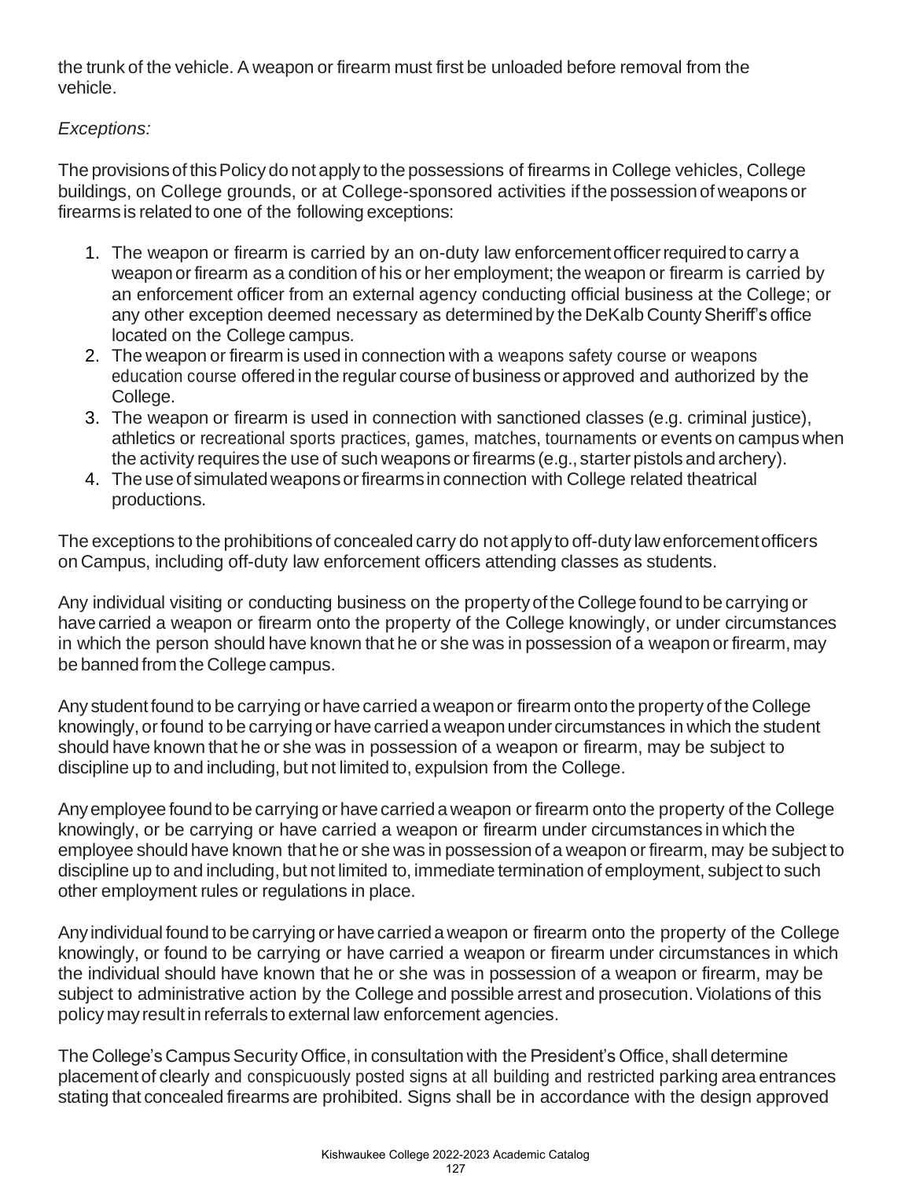the trunk of the vehicle. A weapon or firearm must first be unloaded before removal from the vehicle.

*Exceptions:*

The provisions of this Policy do not apply to the possessions of firearms in College vehicles, College buildings, on College grounds, or at College-sponsored activities if the possession of weapons or firearms is related to one of the following exceptions:

1. The weapon or firearm is carried by an on-duty law enforcement officer required to carry a weapon or firearm as a condition of his or her employment; the weapon or firearm is carried by an enforcement officer from an external agency conducting official business at the College; or any other exception deemed necessary as determined by the DeKalb County Sheriff's office located on the College campus.
2. The weapon or firearm is used in connection with a weapons safety course or weapons education course offered in the regular course of business or approved and authorized by the College.
3. The weapon or firearm is used in connection with sanctioned classes (e.g. criminal justice), athletics or recreational sports practices, games, matches, tournaments or events on campus when the activity requires the use of such weapons or firearms (e.g., starter pistols and archery).
4. The use of simulated weapons or firearms in connection with College related theatrical productions.

The exceptions to the prohibitions of concealed carry do not apply to off-duty law enforcement officers on Campus, including off-duty law enforcement officers attending classes as students.

Any individual visiting or conducting business on the property of the College found to be carrying or have carried a weapon or firearm onto the property of the College knowingly, or under circumstances in which the person should have known that he or she was in possession of a weapon or firearm, may be banned from the College campus.

Any student found to be carrying or have carried a weapon or firearm onto the property of the College knowingly, or found to be carrying or have carried a weapon under circumstances in which the student should have known that he or she was in possession of a weapon or firearm, may be subject to discipline up to and including, but not limited to, expulsion from the College.

Any employee found to be carrying or have carried a weapon or firearm onto the property of the College knowingly, or be carrying or have carried a weapon or firearm under circumstances in which the employee should have known that he or she was in possession of a weapon or firearm, may be subject to discipline up to and including, but not limited to, immediate termination of employment, subject to such other employment rules or regulations in place.

Any individual found to be carrying or have carried a weapon or firearm onto the property of the College knowingly, or found to be carrying or have carried a weapon or firearm under circumstances in which the individual should have known that he or she was in possession of a weapon or firearm, may be subject to administrative action by the College and possible arrest and prosecution. Violations of this policy may result in referrals to external law enforcement agencies.

The College's Campus Security Office, in consultation with the President's Office, shall determine placement of clearly and conspicuously posted signs at all building and restricted parking area entrances stating that concealed firearms are prohibited. Signs shall be in accordance with the design approved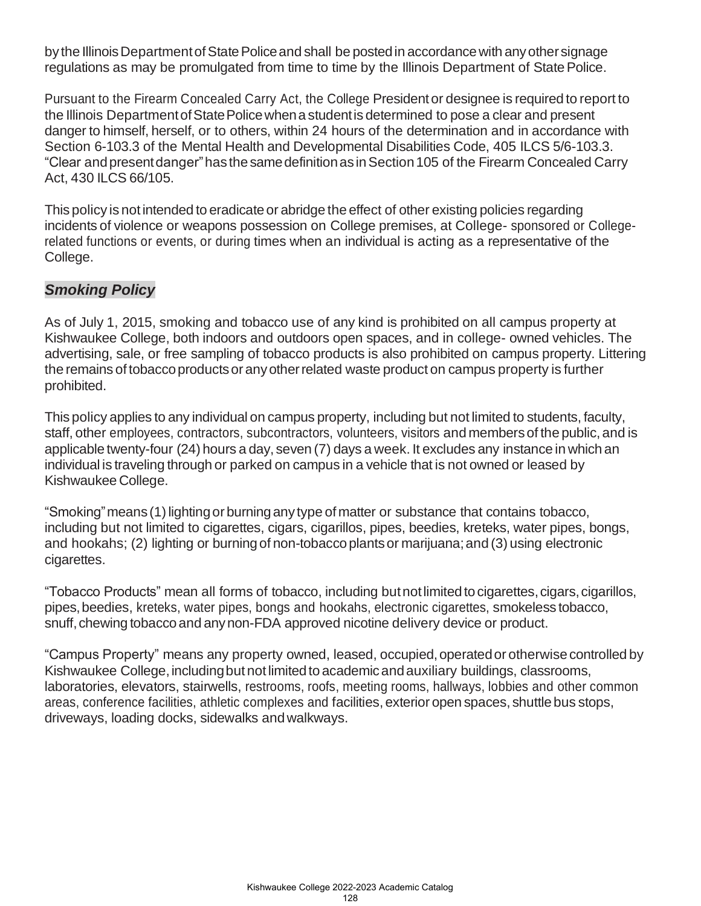by the Illinois Department of State Police and shall be posted in accordance with any other signage regulations as may be promulgated from time to time by the Illinois Department of State Police.

Pursuant to the Firearm Concealed Carry Act, the College President or designee is required to report to the Illinois Department of State Police when a student is determined to pose a clear and present danger to himself, herself, or to others, within 24 hours of the determination and in accordance with Section 6-103.3 of the Mental Health and Developmental Disabilities Code, 405 ILCS 5/6-103.3. "Clear and present danger" has the same definition as in Section 105 of the Firearm Concealed Carry Act, 430 ILCS 66/105.

This policy is not intended to eradicate or abridge the effect of other existing policies regarding incidents of violence or weapons possession on College premises, at College- sponsored or College-related functions or events, or during times when an individual is acting as a representative of the College.

## *Smoking Policy*

As of July 1, 2015, smoking and tobacco use of any kind is prohibited on all campus property at Kishwaukee College, both indoors and outdoors open spaces, and in college- owned vehicles. The advertising, sale, or free sampling of tobacco products is also prohibited on campus property. Littering the remains of tobacco products or any other related waste product on campus property is further prohibited.

This policy applies to any individual on campus property, including but not limited to students, faculty, staff, other employees, contractors, subcontractors, volunteers, visitors and members of the public, and is applicable twenty-four (24) hours a day, seven (7) days a week. It excludes any instance in which an individual is traveling through or parked on campus in a vehicle that is not owned or leased by Kishwaukee College.

"Smoking" means (1) lighting or burning any type of matter or substance that contains tobacco, including but not limited to cigarettes, cigars, cigarillos, pipes, beedies, kreteks, water pipes, bongs, and hookahs; (2) lighting or burning of non-tobacco plants or marijuana; and (3) using electronic cigarettes.

"Tobacco Products" mean all forms of tobacco, including but not limited to cigarettes, cigars, cigarillos, pipes, beedies, kreteks, water pipes, bongs and hookahs, electronic cigarettes, smokeless tobacco, snuff, chewing tobacco and any non-FDA approved nicotine delivery device or product.

"Campus Property" means any property owned, leased, occupied, operated or otherwise controlled by Kishwaukee College, including but not limited to academic and auxiliary buildings, classrooms, laboratories, elevators, stairwells, restrooms, roofs, meeting rooms, hallways, lobbies and other common areas, conference facilities, athletic complexes and facilities, exterior open spaces, shuttle bus stops, driveways, loading docks, sidewalks and walkways.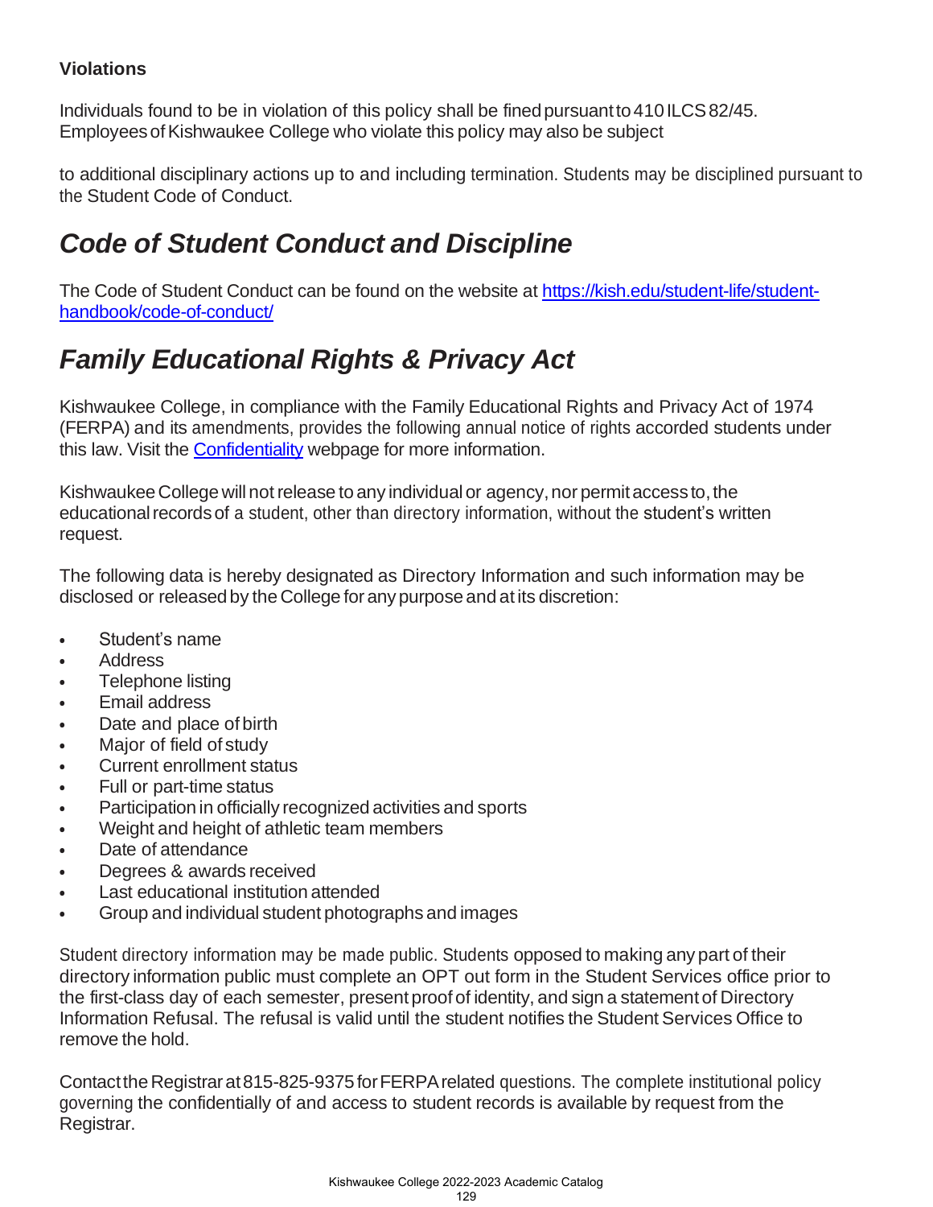**Violations**

Individuals found to be in violation of this policy shall be fined pursuant to 410 ILCS 82/45. Employees of Kishwaukee College who violate this policy may also be subject

to additional disciplinary actions up to and including termination. Students may be disciplined pursuant to the Student Code of Conduct.

## *Code of Student Conduct and Discipline*

The Code of Student Conduct can be found on the website at [https://kish.edu/student-life/student-handbook/code-of-conduct/](https://kish.edu/student-life/student-handbook/code-of-conduct/)

## *Family Educational Rights & Privacy Act*

Kishwaukee College, in compliance with the Family Educational Rights and Privacy Act of 1974 (FERPA) and its amendments, provides the following annual notice of rights accorded students under this law. Visit the Confidentiality webpage for more information.

Kishwaukee College will not release to any individual or agency, nor permit access to, the educational records of a student, other than directory information, without the student's written request.

The following data is hereby designated as Directory Information and such information may be disclosed or released by the College for any purpose and at its discretion:

- Student's name
- Address
- Telephone listing
- Email address
- Date and place of birth
- Major of field of study
- Current enrollment status
- Full or part-time status
- Participation in officially recognized activities and sports
- Weight and height of athletic team members
- Date of attendance
- Degrees & awards received
- Last educational institution attended
- Group and individual student photographs and images

Student directory information may be made public. Students opposed to making any part of their directory information public must complete an OPT out form in the Student Services office prior to the first-class day of each semester, present proof of identity, and sign a statement of Directory Information Refusal. The refusal is valid until the student notifies the Student Services Office to remove the hold.

Contact the Registrar at 815-825-9375 for FERPA related questions. The complete institutional policy governing the confidentially of and access to student records is available by request from the Registrar.